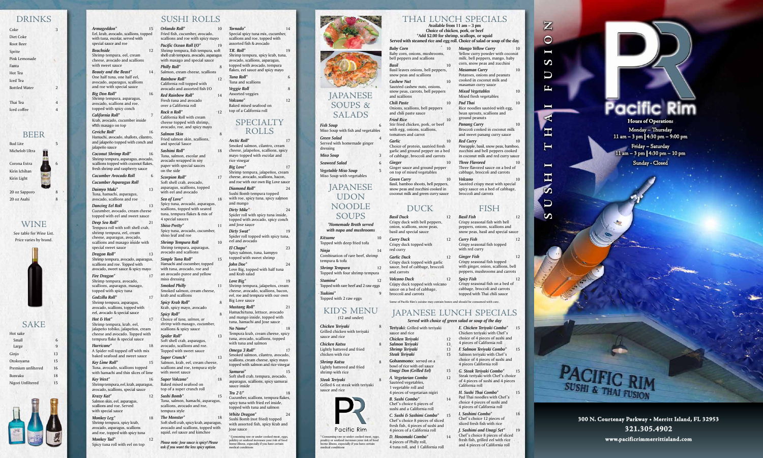# DRINKS

| | |
|---|---|
| Coke | 3 |
| Diet Coke | |
| Root Beer | |
| Sprite | |
| Pink Lemonade | |
| Fanta | |
| Hot Tea | |
| Iced Tea | |
| Bottled Water | 2 |
| Thai Tea | 4 |
| Iced coffee | 4 |

# BEER

| | |
|---|---|
| Bud Lite | 5 |
| Michelob Ultra | |
| Corona Extra | 6 |
| Kirin Ichiban | |
| Kirin Light | |
| 20 oz Sapporo | 8 |
| 20 oz Asahi | 8 |

# WINE

See table for Wine List.
Price varies by brand.

# SAKE

| | |
|---|---|
| Hot sake | |
| Small | 6 |
| Large | 9 |
| Ginjo | 13 |
| Otokoyama | 15 |
| Premium unfiltered | 16 |
| Bunraku | 18 |
| Nigori Unfiltered | 15 |

# SUSHI ROLLS

**Armageddon*** 15
Eel, krab, avocado, scallions, topped with tuna, escolar, served with special sauce and roe

**Beachside** 12
Shrimp tempura, eel, cream cheese, avocado and scallions with sweet sauce

**Beauty and the Beast*** 14
One half tuna, one half eel, avocado, asparagus, scallions and roe with special sauce

**Big Don Roll*** 16
Shrimp tempura, asparagus, avocado, scallions and roe, topped with spicy conch

**California Roll*** 7
Krab, avocado, cucumber inside with masago on top

**Ceviche Roll*** 16
Hamachi, avocado, shallots, cilantro, and jalapeño topped with conch and jalapeño sauce

**Coconut Shrimp Roll*** 16
Shrimp tempura, asparagus, avocado, scallions topped with coconut flakes, fresh shrimp and raspberry sauce

**Cucumber Avocado Roll** 6

**Cucumber Asparagus Roll**

**Daimyo Maki*** 13
Tuna, hamachi, asparagus, avocado, scallions and roe

**Dancing Eel Roll** 13
Cucumber, avocado, cream cheese topped with eel and sweet sauce

**Deep Sea Roll*** 21
Tempura roll with soft shell crab, shrimp tempura, eel, cream cheese, asparagus, avocado, scallions and masago inside with special sweet sauce

**Dragon Roll*** 13
Shrimp tempura, avocado, asparagus, scallions and roe. Topped with avocado, sweet sauce & spicy mayo

**Fire Dragon*** 17
Shrimp tempura, avocado, scallions, asparagus, masago, topped with spicy tuna

**Godzilla Roll*** 17
Shrimp tempura, asparagus, avocado, scallions, topped with eel, avocado & special sauce

**Hot & Hot*** 17
Shrimp tempura, krab, eel, jalapeño tobiko, jalapeños, cream cheese and avocado. Topped with tempura flake & special sauce

**Hurricane*** 18
A Spider roll topped off with mix baked seafood and sweet sauce

**Key Lime Roll*** 15
Tuna, avocado, scallions topped with hamachi and thin slices of lime

**Key West*** 16
Shrimp tempura, eel, krab, asparagus, avocado, scallions, special sauce

**Krazy Kat*** 12
Salmon skin, eel, asparagus, scallions and roe. Served with special sauce

**Monkey Leg*** 18
Shrimp tempura, spicy krab, avocado, asparagus, scallions and roe, topped with spicy tuna

**Monkey Tail*** 12
Spicy tuna roll with eel on top

**Orlando Roll*** 10
Fried fish, cucumber, avocado, scallions and roe with spicy mayo

**Pacific Ocean Roll I/O*** 19
Shrimp tempura, fish tempura, soft shell crab tempura, avocado, asparagus with masago and special sauce

**Philly Roll*** 8
Salmon, cream cheese, scallions

**Rainbow Roll*** 12
California roll topped with avocado and assorted fish I/O

**Red Rainbow Roll*** 14
Fresh tuna and avocado over a California roll

**Rock n Roll*** 12
California Roll with cream cheese topped with shrimp, avocado, roe, and spicy mayo

**Salmon Skin** 8
Fried salmon skin, scallions, and special Sauce

**Sashimi Roll*** 18
Tuna, salmon, escolar and avocado wrapped in soy paper with special sauces on the side

**Scorpion Roll*** 17
Soft shell crab, avocado, asparagus, scallions, topped with eel and avocado

**Sea of Love*** 18
Spicy tuna, avocado, asparagus, scallions, topped with seared tuna, tempura flakes & mix of 4 special sauces

**Shiso Pretty*** 11
Spicy tuna, avocado, cucumber, shiso leaf and roe

**Shrimp Tempura Roll** 10
Shrimp tempura, asparagus, avocado and scallions

**Simple Tuna Roll*** 15
Hamachi and cucumber, topped with tuna, avocado, roe and an avocado puree and yellow miso dressing

**Smoked Philly** 11
Smoked salmon, cream cheese, krab and scallions

**Spicy Krab Roll*** 8
Krab, spicy mayo, avocado

**Spicy Roll*** 8
Choice of *tuna, salmon, or shrimp* with masago, cucumber, scallions & spicy sauce

**Spider Roll*** 13
Soft shell crab, asparagus, avocado, scallions and roe. Topped with sweet sauce

**Super Crunch*** 13
Salmon, krab, eel, cream cheese, scallions and roe, tempura style with sweet sauce

**Super Volcano*** 18
Baked mixed seafood on top of a super crunch roll

**Sushi Bomb*** 15
Tuna, salmon, hamachi, asparagus, scallions, avocado and roe, tempura style

**The Monster*** 18
Soft shell crab, spicy krab, asparagus, avocado and scallions, topped with squid, eel sauce and kimchee

*Please note: Jose sauce is spicy! Please ask if you want the less spicy option.*

**Tornado*** 14
Special spicy tuna mix, cucumber, scallions and roe, topped with assorted fish & avocado

**T.R. Roll*** 19
Shrimp tempura, spicy krab, tuna, avocado, scallions, asparagus, topped with avocado, tempura flakes, eel sauce and spicy mayo

**Tuna Roll*** 6
Tuna and scallions

**Veggie Roll** 8
Assorted veggies

**Volcano*** 12
Baked mixed seafood on top of a California roll

# SPECIALTY ROLLS

**Arctic Roll*** 17
Smoked salmon, cilantro, cream cheese, jalapeños, scallions, spicy mayo topped with escolar and rice vinegar

**Big Love*** 17
Shrimp tempura, jalapeños, cream cheese, avocado, scallions, bacon, and roe with our own Big Love sauce

**Diamond Roll*** 24
Sushi Bomb tempura topped with roe, spicy tuna, spicy salmon and mango

**Dirty Mike*** 24
Spider roll with spicy tuna inside, topped with avocado, spicy conch and Jose sauce

**Dirty Swat*** 19
Spider roll topped with spicy tuna, eel and avocado

**El Chapo*** 23
Spicy salmon, tuna, kampyo topped with sweet shrimp

**John Doe*** 24
Love Big, topped with half tuna and Krab salad

**Love Big*** 19
Shrimp tempura, jalapeños, cream cheese, avocado, scallions, bacon, eel, roe and tempura with our own Big Love sauce

**Mustang Roll*** 21
Hamachi/tuna, lettuce, avocado and mango inside, topped with tuna, hamachi and Jose sauce

**No Name*** 18
Tempura krab, cream cheese, spicy tuna, avocado, scallions, topped with tuna and salmon

**Omega 3 Roll*** 17
Smoked salmon, cilantro, avocado, scallions, cream cheese, spicy mayo topped with salmon and rice vinegar

**Samurai*** 15
Soft shell crab, tempura, avocado, asparagus, scallions, spicy samurai sauce inside

**Tru 2 U*** 18
Cucumber, scallions, tempura flakes, spicy tuna with fried eel inside, topped with tuna and salmon

**White Dragon*** 24
Sushi Bomb (not fried) topped with assorted fish, spicy Krab and Jose sauce

* Consuming raw or under cooked meat, eggs, poultry or seafood increases your risk of food borne illness, especially if you have certain medical conditions

# JAPANESE SOUPS & SALADS

| | |
|---|---|
| **Fish Soup**<br>Miso Soup with fish and vegetables | 6 |
| **Green Salad**<br>Served with homemade ginger dressing | 4 |
| **Miso Soup** | 3 |
| **Seaweed Salad** | 6 |
| **Vegetable Miso Soup**<br>Miso Soup with vegetables | 5 |

# JAPANESE UDON NOODLE SOUPS

*Homemade Broth served with napa and mushrooms*

| | |
|---|---|
| **Kitsune**<br>Topped with deep fried tofu | 10 |
| **Ninja**<br>Combination of rare beef, shrimp tempura & tofu | 14 |
| **Shrimp Tempura**<br>Topped with four shrimp tempura | 12 |
| **Stamina***<br>Topped with rare beef and 2 raw eggs | 12 |
| **Tsukimi***<br>Topped with 2 raw eggs | 9 |

# KID'S MENU

(12 and under)

| | |
|---|---|
| **Chicken Teriyaki**<br>Grilled chicken with teriyaki sauce and rice | 8 |
| **Chicken Katsu**<br>Lightly battered and fried chicken with rice | 8 |
| **Shrimp Katsu**<br>Lightly battered and fried shrimp with rice | 8 |
| **Steak Teriyaki**<br>Grilled 6 oz steak with teriyaki sauce and rice | 8 |

Pacific Rim

* Consuming raw or under cooked meat, eggs, poultry or seafood increases your risk of food borne illness, especially if you have certain medical conditions

# THAI LUNCH SPECIALS

**Available from 11 am – 3 pm**
**Choice of chicken, pork, or beef**
***Add $2.00 for shrimp, scallops, or squid**
**Served with steamed rice and egg roll. Choice of salad or soup of the day.**

**Baby Corn** 10
Baby corn, onions, mushrooms, bell peppers and scallions

**Basil** 10
Basil leaves onions, bell peppers, snow peas and scallions

**Cashew Nut** 10
Sautéed cashew nuts, onions, snow peas, carrots, bell peppers and scallions

**Chili Paste** 10
Onions, scallions, bell peppers and chili paste sauce

**Fried Rice** 10
Stir fried chicken, pork, or beef with egg, onions, scallions, tomatoes and carrot

**Garlic** 10
Choice of protein, sautéed fresh garlic and ground pepper on a bed of cabbage, broccoli and carrots

**Ginger** 10
Ginger sauce and ground pepper on top of mixed vegetables

**Green Curry** 10
Basil, bamboo shoots, bell peppers, snow peas and zucchini cooked in coconut milk and green curry sauce

**Mango Yellow Curry** 10
Yellow curry powder with coconut milk, bell peppers, mango, baby corn, snow peas and zucchini

**Masaman Curry** 10
Potatoes, onions and peanuts cooked in coconut milk and masaman curry sauce

**Mixed Vegetables** 10
Mixed fresh vegetables

**Pad Thai** 10
Rice noodles sautéed with egg, bean sprouts, scallions and ground peanuts

**Panang Curry** 10
Broccoli cooked in coconut milk and sweet panang curry sauce

**Red Curry** 10
Pineapple, basil, snow peas, bamboo, zucchini and bell peppers cooked in coconut milk and red curry sauce

**Three Flavored** 10
Three flavored sauce on a bed of cabbage, broccoli and carrots

**Volcano** 10
Sautéed crispy meat with special spicy sauce on a bed of cabbage, broccoli and carrots

# DUCK

**Basil Duck** 12
Crispy duck with bell peppers, onion, scallions, snow peas, basil and special sauce

**Curry Duck** 12
Crispy duck topped with red curry

**Garlic Duck** 12
Crispy duck topped with garlic sauce, bed of cabbage, broccoli and carrots

**Volcano Duck** 12
Crispy duck topped with volcano sauce on a bed of cabbage, broccoli and carrots

# FISH

**Basil Fish** 12
Crispy seasonal fish with bell peppers, onions, scallions and snow peas, basil and special sauce

**Curry Fish** 12
Crispy seasonal fish topped with red curry

**Ginger Fish** 12
Crispy seasonal fish topped with ginger, onion, scallions, bell peppers, mushrooms and carrots

**Spicy Fish** 12
Crispy seasonal fish on a bed of cabbage, broccoli and carrots topped with Thai chili sauce

Some of Pacific Rim's cuisine may contain bones and should be consumed with care.

# JAPANESE LUNCH SPECIALS

*Served with choice of green salad or soup of the day*

**Teriyaki:** Grilled with teriyaki sauce and rice

| | |
|---|---|
| **Chicken Teriyaki** | 12 |
| **Salmon Teriyaki** | 13 |
| **Shrimp Teriyaki** | 13 |
| **Steak Teriyaki** | 15 |

**Gohanmono:** served on a bowl of rice with eel sauce

**Unagi Don (Grilled Eel)** 15

**A. Vegetarian Combo** 12
Sautéed vegetables, 1 vegetable roll and 4 pieces of vegetarian nigiri

**B. Sushi Combo*** 14
Chef's choice 6 pieces of sushi and a California roll

**C. Sushi & Sashimi Combo*** 15
Chef's choice 8 pieces of sliced fresh fish, 4 pieces of sushi and 4 pieces of a California roll

**D. Hosomaki Combo*** 14
4 pieces of Philly roll, 4 tuna roll, and 1 California roll

**E. Chicken Teriyaki Combo*** 15
Chicken teriyaki with Chef's choice of 4 pieces of sushi and 4 pieces of California roll

**F. Salmon Teriyaki Combo*** 15
Salmon teriyaki with Chef's choice of 4 pieces of sushi and 4 pieces California roll

**G. Steak Teriyaki Combo*** 15
Steak teriyaki with Chef's choice of 4 pieces of sushi and 4 pieces California roll

**H. Sushi Thai Combo*** 15
Pad Thai noodles with Chef's choice 4 pieces of sushi and 4 pieces of California roll

**I. Sashimi Combo*** 18
Chef's choice 12 pieces of sliced fresh fish with rice

**J. Sashimi and Unagi Set*** 19
Chef's choice 8 pieces of sliced fresh fish, grilled eel with rice and 4 pieces of California roll

# SUSHI THAI FUSION

# Pacific Rim

**Hours of Operation:**

Monday – Thursday
11 am – 3 pm | 4:30 pm – 9:00 pm

Friday – Saturday
11 am – 3 pm | 4:30 pm – 10 pm

Sunday - Closed

PACIFIC RIM
SUSHI & THAI FUSION

300 N. Courtenay Parkway • Merritt Island, FL 32953
321.305.4902
www.pacificrimmerrittisland.com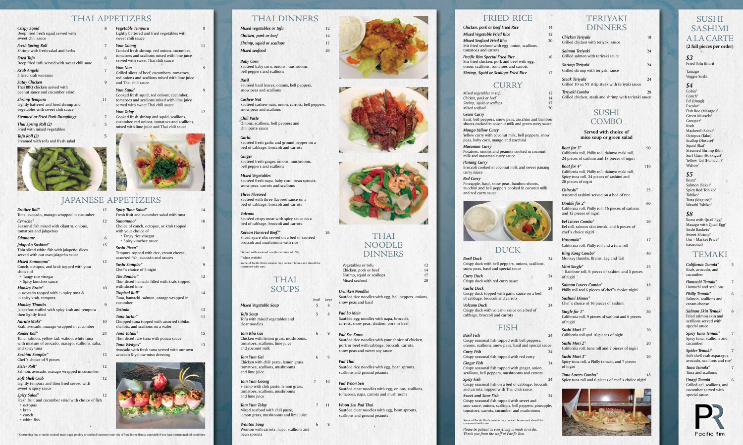# THAI APPETIZERS

| | |
|---|---|
| ***Crispy Squid*** Deep fried fresh squid served with sweet chili sauce | 8 |
| ***Fresh Spring Roll*** Shrimp with fresh salad and herbs | 7 |
| ***Fried Tofu*** Deep fried tofu served with sweet chili sauc | 6 |
| ***Krab Angels*** 5 fried krab wontons | 7 |
| ***Satay Chicken*** Thai BBQ chicken served with peanut sauce and cucumber salad | 9 |
| ***Shrimp Tempura*** Lightly battered and fried shrimp and vegetables with sweet chili sauce | 11 |
| ***Steamed or Fried Pork Dumplings*** | 7 |
| ***Thai Spring Roll (2)*** Fried with mixed vegetables | 5 |
| ***Tofu Roll (2)*** Steamed with tofu and fresh salad | 5 |
| ***Vegetable Tempura*** Lightly battered and fried vegetables with sweet chili sauce | 9 |
| ***Yum Goong*** Cooked fresh shrimp, red onions, cucumber, tomatoes and scallions mixed with lime juice served with sweet Thai chili sauce | 11 |
| ***Yum Nua*** Grilled slices of beef, cucumbers, tomatoes, red onions and scallions mixed with lime juice and Thai chili sauce | 9 |
| ***Yum Squid*** Cooked fresh squid, red onions, cucumber, tomatoes and scallions mixed with lime juice served with sweet Thai chili sauce | 9 |
| ***Yum Talay*** Cooked fresh shrimp and squid, scallions, cucumber, red onions, tomatoes and scallions, mixed with lime juice and Thai chili sauce | 12 |

# JAPANESE APPETIZERS

| | |
|---|---|
| ***Brother Roll**** Tuna, avocado, masago wrapped in cucumber | 12 |
| ***Cerviche**** Seasonal fish mixed with cilantro, onions, tomatoes and jalapeños | 12 |
| ***Edamame*** | 6 |
| ***Jalapeño Sashimi**** Thin sliced white fish with jalapeño slices served with our own jalapeño sauce | 15 |
| ***Mixed Sunomono**** Conch, octopus, and krab topped with your choice of • Tangy rice vinegar • Spicy kimchee sauce | 12 |
| ***Monkey Brain**** ½ avocado topped with ½ spicy tuna & ½ spicy krab, tempura | 10 |
| ***Monkey Thumbs*** Jalapeños stuffed with spicy krab and tempura then lightly fried | 9 |
| ***Naruto Maki**** Krab, avocado, masago wrapped in cucumber | 10 |
| ***Raider Roll**** Tuna, salmon, yellow tail, wahoo, white tuna with mixture of avocado, masago, scallions, saba, and spicy tuna | 24 |
| ***Sashimi Sampler**** Chef's choice of 9 pieces | 13 |
| ***Sister Roll**** Salmon, avocado, masago wrapped in cucumber | 12 |
| ***Soft Shell Crab*** Lightly tempura and then fried served with sweet & spicy sauce | 12 |
| ***Spicy Salad**** Fresh fruit and cucumber salad with choice of fish • octopus • krab • conch • white fish | 12 |
| ***Spicy Tuna Salad**** Fresh fruit and cucumber salad with tuna | 14 |
| ***Sunomono**** Choice of conch, octopus, or krab topped with your choice of • Tangy rice vinegar • Spicy kimchee sauce | 10 |
| ***Sushi Pizza**** Tempura topped with rice, cream cheese, assorted fish, avocado and sauces | 18 |
| ***Sushi Sampler**** Chef's choice of 5 nigiri | 9 |
| ***The Bomber**** Thin sliced hamachi filled with krab, topped with sliced lime | 12 |
| ***Tropical Roll**** Tuna, hamachi, salmon, orange wrapped in cucumber | 14 |
| ***Tostada*** | 12 |
| ***Tuna tartar**** Chopped tuna topped with assorted tobiko, shallots, and scallions on a wafer | 11 |
| ***Tuna Tataki**** Thin sliced rare tuna with ponzu sauce | 15 |
| ***Tuna Wedges**** Avocado with fresh tuna served with our own avocado & yellow miso dressing | 13 |

* Consuming raw or under cooked meat, eggs, poultry or seafood increases your risk of food borne illness, especially if you have certain medical conditions

# THAI DINNERS

| | |
|---|---|
| *Mixed vegetables or tofu* | 12 |
| *Chicken, pork or beef* | 14 |
| *Shrimp, squid or scallops* | 17 |
| *Mixed seafood* | 20 |

***Baby Corn*** Sautéed baby corn, onions, mushrooms, bell peppers and scallions

***Basil*** Sautéed basil leaves, onions, bell peppers, snow peas and scallions

***Cashew Nut*** Sautéed cashew nuts, onion, carrots, bell peppers, snow peas and scallions

***Chili Paste*** Onions, scallions, bell peppers and chili paste sauce

***Garlic*** Sautéed fresh garlic and ground pepper on a bed of cabbage, broccoli and carrots

***Ginger*** Sautéed fresh ginger, onions, mushrooms, bell peppers and scallions

***Mixed Vegetables*** Sautéed fresh napa, baby corn, bean sprouts, snow peas, carrots and scallions

***Three Flavored*** Sautéed with three flavored sauce on a bed of cabbage, broccoli and carrots

***Volcano*** Sautéed crispy meat with spicy sauce on a bed of cabbage, broccoli and carrots

***Korean Flavored Beef**** 26
Sliced spare ribs served on a bed of sautéed broccoli and mushrooms with rice

*Served with steamed rice (brown rice add $2)
**When available

Some of Pacific Rim's cuisine may contain bones and should be consumed with care.

# THAI SOUPS

| | Small | Large |
|---|---|---|
| ***Mixed Vegetable Soup*** | 5 | 8 |
| ***Tofu Soup*** Tofu with mixed vegetables and clear noodles | 5 | 8 |
| ***Tom Kha Gai*** Chicken with lemon grass, mushrooms, tomatoes, scallions, lime juice and coconut milk | 6 | 9 |
| ***Tom Yum Gai*** Chicken with chili paste, lemon grass, tomatoes, scallions, mushrooms and lime juice | 6 | 9 |
| ***Tom Yum Goong*** Shrimp with chili paste, lemon grass, tomatoes, scallions, mushrooms and lime juice | 7 | 10 |
| ***Tom Yum Talay*** Mixed seafood with chili paste, lemon grass, mushrooms and lime juice | 7 | 11 |
| ***Wonton Soup*** Wonton with carrots, napa, scallions and bean sprouts | 6 | 9 |

# THAI NOODLE DINNERS

| | |
|---|---|
| Vegetables or tofu | 12 |
| Chicken, pork or beef | 14 |
| Shrimp, squid or scallops | 17 |
| Mixed seafood | 20 |

***Drunken Noodles*** Sautéed rice noodles with egg, bell peppers, onions, snow peas and basil

***Pad Lo Mein*** Sautéed egg noodles with napa, broccoli, carrots, snow peas, chicken, pork or beef

***Pad See Eauw*** Sautéed rice noodles with your choice of chicken, pork or beef with cabbage, broccoli, carrots, snow peas and sweet soy sauce

***Pad Thai*** Sautéed rice noodles with egg, bean sprouts, scallions and ground peanuts

***Pad Woon Sen*** Sautéed clear noodles with egg, onions, scallions, tomatoes, napa, carrots and mushrooms

***Woon Sen Pad Thai*** Sautéed clear noodles with egg, bean sprouts, scallions and ground peanuts

# FRIED RICE

| | |
|---|---|
| ***Chicken, pork or beef Fried Rice*** | 14 |
| ***Mixed Vegetable Fried Rice*** | 12 |
| ***Mixed Seafood Fried Rice*** Stir fried seafood with egg, onion, scallions, tomatoes and carrots | 20 |
| ***Pacific Rim Special Fried Rice*** Stir fried chicken, pork and beef with egg, onion, scallions, tomatoes and carrots | 16 |
| ***Shrimp, Squid or Scallops Fried Rice*** | 17 |

# CURRY

| | |
|---|---|
| *Mixed vegetables or tofu* | 12 |
| *Chicken, pork or beef* | 14 |
| *Shrimp, squid or scallops* | 17 |
| *Mixed seafood* | 20 |

***Green Curry*** Basil, bell peppers, snow peas, zucchini and bamboo shoots cooked in coconut milk and green curry sauce

***Mango Yellow Curry*** Yellow curry with coconut milk, bell peppers, snow peas, baby corn, mango and zucchini

***Masaman Curry*** Potatoes, onions and peanuts cooked in coconut milk and masaman curry sauce

***Panang Curry*** Broccoli cooked in coconut milk and sweet panang curry sauce

***Red Curry*** Pineapple, basil, snow peas, bamboo shoots, zucchini and bell peppers cooked in coconut milk and red curry sauce

# DUCK

| | |
|---|---|
| ***Basil Duck*** Crispy duck with bell peppers, onions, scallions, snow peas, basil and special sauce | 24 |
| ***Curry Duck*** Crispy duck with red curry sauce | 24 |
| ***Garlic Duck*** Crispy duck topped with garlic sauce on a bed of cabbage, broccoli and carrots | 24 |
| ***Volcano Duck*** Crispy duck with volcano sauce on a bed of cabbage, broccoli and carrots | 24 |

# FISH

| | |
|---|---|
| ***Basil Fish*** Crispy seasonal fish topped with bell peppers, onions, scallions, snow peas, basil and special sauce | 24 |
| ***Curry Fish*** Crispy seasonal fish topped with red curry | 24 |
| ***Ginger Fish*** Crispy seasonal fish topped with ginger, onion, scallions, bell peppers, mushrooms and carrots | 24 |
| ***Spicy Fish*** Crispy seasonal fish on a bed of cabbage, broccoli and carrots, topped with Thai chili sauce | 24 |
| ***Sweet and Sour Fish*** Crispy seasonal fish topped with sweet and sour sauce, onions, scallions, bell peppers, pineapple, tomatoes, carrots, cucumber and mushrooms | 24 |

Some of Pacific Rim's cuisine may contain bones and should be consumed with care.

*Please be patient as everything is made to order. Thank you from the staff at Pacific Rim.*

# TERIYAKI DINNERS

| | |
|---|---|
| ***Chicken Teriyaki*** Grilled chicken with teriyaki sauce | 18 |
| ***Salmon Teriyaki*** Grilled salmon with teriyaki sauce | 24 |
| ***Shrimp Teriyaki*** Grilled shrimp with teriyaki sauce | 24 |
| ***Steak Teriyaki*** Grilled 10 oz NY strip steak with teriyaki sauce | 24 |
| ***Teriyaki Combo*** Grilled chicken, steak and shrimp with teriyaki sauce | 28 |

# SUSHI COMBO

**Served with choice of miso soup or green salad**

| | |
|---|---|
| ***Boat for 3**** California roll, Philly roll, daimyo maki roll, 24 pieces of sashimi and 18 pieces of nigiri | 90 |
| ***Boat for 4**** California roll, Philly roll, daimyo maki roll, Spicy tuna roll, 24 pieces of sashimi and 28 pieces of nigiri | 110 |
| ***Chirashi**** Assorted sashimi served on a bed of rice | 25 |
| ***Double for 2**** California roll, Philly roll, 16 pieces of sashimi and 12 pieces of nigiri | 60 |
| ***Eel Lovers Combo**** Eel roll, salmon skin temaki and 6 pieces of chef's choice nigiri | 20 |
| ***Hosomaki**** California roll, Philly roll and a tuna roll | 17 |
| ***King Kong Combo**** Monkey thumbs, Brains, Leg and Tail | 40 |
| ***Mini Single**** 1 Rainbow roll, 6 pieces of sashimi and 5 pieces of nigiri | 25 |
| ***Salmon Lovers Combo**** Philly roll and 6 pieces of chef's choice nigiri | 18 |
| ***Sashimi Dinner**** Chef's choice of 16 pieces of sashimi | 27 |
| ***Single for 1**** California roll, 9 pieces of sashimi and 6 pieces of nigiri | 30 |
| ***Sushi Mori 1**** California roll and 10 pieces of nigiri | 20 |
| ***Sushi Mori 2**** California roll, tuna roll and 7 pieces of nigiri | 20 |
| ***Sushi Mori 3**** Spicy tuna roll, a Philly temaki, and 7 pieces of nigiri | 20 |
| ***Tuna Lovers Combo**** Spicy tuna roll and 6 pieces of chef's choice nigiri | 18 |

# SUSHI SASHIMI A LA CARTE

**(2 full pieces per order)**

## $3

Fried Tofu (Inari)
Tamago
Veggie Sushi

## $4

Cobia*
Conch*
Eel (Unagi)
Escolar*
Fish Roe (Masago)*
Green Mussels*
Grouper*
Krab
Mackerel (Saba)*
Octopus (Tako)
Scallop (Hotate)*
Squid (Ika)*
Steamed Shrimp (Ebi)
Surf Clam (Hokkigai)*
Yellow Tail (Hamachi)*
Wahoo*

## $5

Ikura*
Salmon (Sake)*
Spicy Red Tobiko*
Tobiko*
Tuna (Maguro)*
Wasabi Tobiko*

## $8

Ikura with Quail Egg*
Masago with Quail Egg*
Sushi Baskets*
Sweet Shrimp*
Uni – Market Price*
(seasonal)

# TEMAKI

| | |
|---|---|
| ***California Temaki**** Krab, avocado, and cucumber | 5 |
| ***Hamachi Temaki**** Hamachi and scallions | 7 |
| ***Philly Temaki**** Salmon, scallions and cream cheese | 6 |
| ***Salmon Skin Temaki*** Fried salmon skin and scallions served with special sauce | 6 |
| ***Spicy Tuna Temaki**** Spicy tuna, scallions and cucumber | 7 |
| ***Spider Temaki**** Soft shell crab asparagus, avocado, scallions and roe* | 7 |
| ***Tuna Temaki**** Tuna and scallions | 7 |
| ***Unagi Temaki*** Grilled eel, scallions, and cucumber served with special sauce | 6 |

Pacific Rim